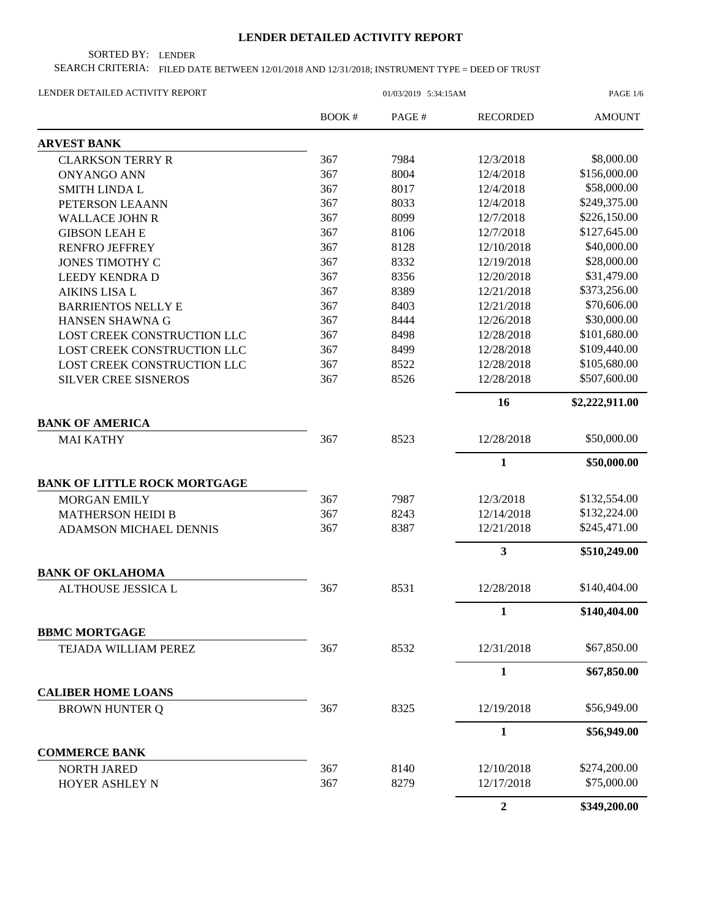# LENDER DETAILED ACTIVITY REPORT

SORTED BY: LENDER

SEARCH CRITERIA: FILED DATE BETWEEN 12/01/2018 AND 12/31/2018; INSTRUMENT TYPE = DEED OF TRUST

LENDER DETAILED ACTIVITY REPORT 01/03/2019 5:34:15AM

| | BOOK # | PAGE # | RECORDED | AMOUNT |
|---|---|---|---|---|
| **ARVEST BANK** | | | | |
| CLARKSON TERRY R | 367 | 7984 | 12/3/2018 | $8,000.00 |
| ONYANGO ANN | 367 | 8004 | 12/4/2018 | $156,000.00 |
| SMITH LINDA L | 367 | 8017 | 12/4/2018 | $58,000.00 |
| PETERSON LEAANN | 367 | 8033 | 12/4/2018 | $249,375.00 |
| WALLACE JOHN R | 367 | 8099 | 12/7/2018 | $226,150.00 |
| GIBSON LEAH E | 367 | 8106 | 12/7/2018 | $127,645.00 |
| RENFRO JEFFREY | 367 | 8128 | 12/10/2018 | $40,000.00 |
| JONES TIMOTHY C | 367 | 8332 | 12/19/2018 | $28,000.00 |
| LEEDY KENDRA D | 367 | 8356 | 12/20/2018 | $31,479.00 |
| AIKINS LISA L | 367 | 8389 | 12/21/2018 | $373,256.00 |
| BARRIENTOS NELLY E | 367 | 8403 | 12/21/2018 | $70,606.00 |
| HANSEN SHAWNA G | 367 | 8444 | 12/26/2018 | $30,000.00 |
| LOST CREEK CONSTRUCTION LLC | 367 | 8498 | 12/28/2018 | $101,680.00 |
| LOST CREEK CONSTRUCTION LLC | 367 | 8499 | 12/28/2018 | $109,440.00 |
| LOST CREEK CONSTRUCTION LLC | 367 | 8522 | 12/28/2018 | $105,680.00 |
| SILVER CREE SISNEROS | 367 | 8526 | 12/28/2018 | $507,600.00 |
| | | | **16** | **$2,222,911.00** |
| **BANK OF AMERICA** | | | | |
| MAI KATHY | 367 | 8523 | 12/28/2018 | $50,000.00 |
| | | | **1** | **$50,000.00** |
| **BANK OF LITTLE ROCK MORTGAGE** | | | | |
| MORGAN EMILY | 367 | 7987 | 12/3/2018 | $132,554.00 |
| MATHERSON HEIDI B | 367 | 8243 | 12/14/2018 | $132,224.00 |
| ADAMSON MICHAEL DENNIS | 367 | 8387 | 12/21/2018 | $245,471.00 |
| | | | **3** | **$510,249.00** |
| **BANK OF OKLAHOMA** | | | | |
| ALTHOUSE JESSICA L | 367 | 8531 | 12/28/2018 | $140,404.00 |
| | | | **1** | **$140,404.00** |
| **BBMC MORTGAGE** | | | | |
| TEJADA WILLIAM PEREZ | 367 | 8532 | 12/31/2018 | $67,850.00 |
| | | | **1** | **$67,850.00** |
| **CALIBER HOME LOANS** | | | | |
| BROWN HUNTER Q | 367 | 8325 | 12/19/2018 | $56,949.00 |
| | | | **1** | **$56,949.00** |
| **COMMERCE BANK** | | | | |
| NORTH JARED | 367 | 8140 | 12/10/2018 | $274,200.00 |
| HOYER ASHLEY N | 367 | 8279 | 12/17/2018 | $75,000.00 |
| | | | **2** | **$349,200.00** |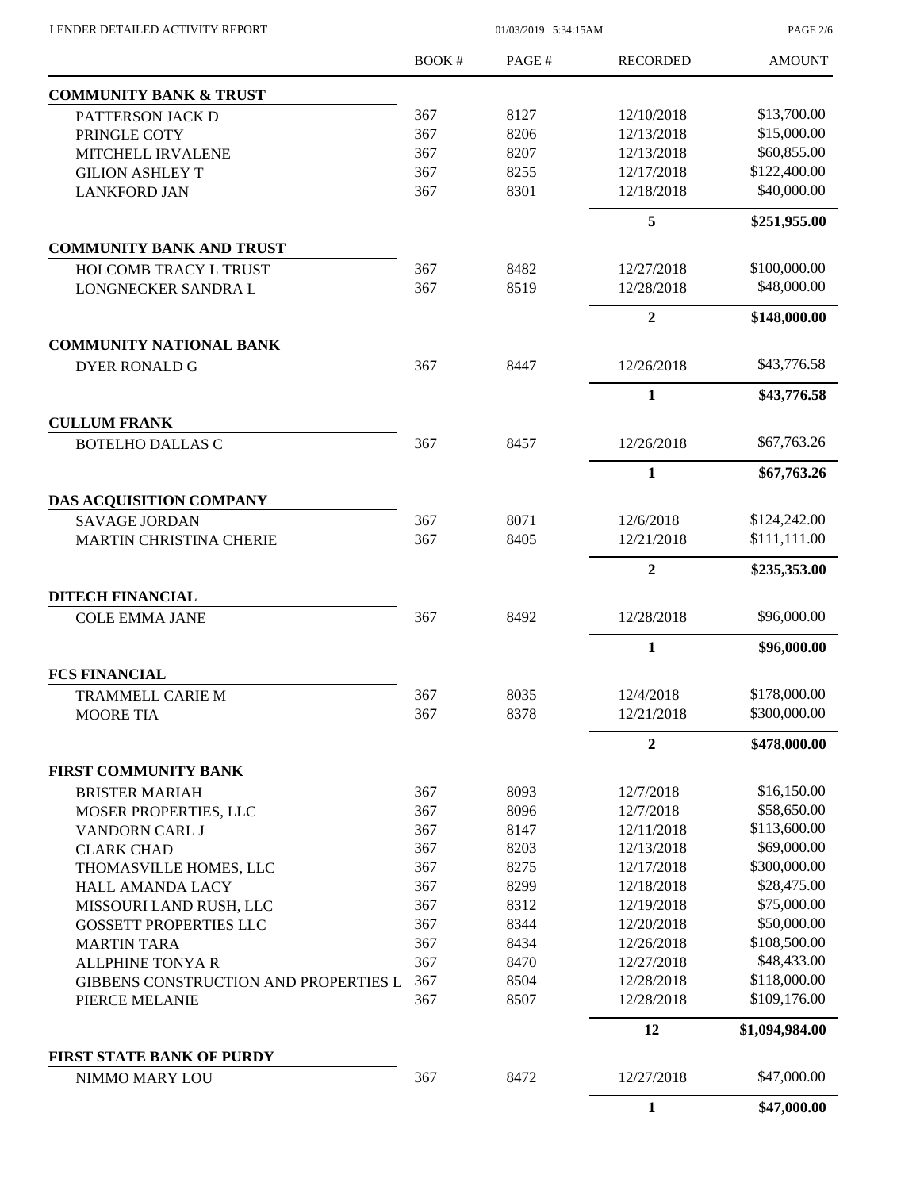| | BOOK # | PAGE # | RECORDED | AMOUNT |
|---|---|---|---|---|
| **COMMUNITY BANK & TRUST** | | | | |
| PATTERSON JACK D | 367 | 8127 | 12/10/2018 | \$13,700.00 |
| PRINGLE COTY | 367 | 8206 | 12/13/2018 | \$15,000.00 |
| MITCHELL IRVALENE | 367 | 8207 | 12/13/2018 | \$60,855.00 |
| GILION ASHLEY T | 367 | 8255 | 12/17/2018 | \$122,400.00 |
| LANKFORD JAN | 367 | 8301 | 12/18/2018 | \$40,000.00 |
| | | | **5** | **\$251,955.00** |
| **COMMUNITY BANK AND TRUST** | | | | |
| HOLCOMB TRACY L TRUST | 367 | 8482 | 12/27/2018 | \$100,000.00 |
| LONGNECKER SANDRA L | 367 | 8519 | 12/28/2018 | \$48,000.00 |
| | | | **2** | **\$148,000.00** |
| **COMMUNITY NATIONAL BANK** | | | | |
| DYER RONALD G | 367 | 8447 | 12/26/2018 | \$43,776.58 |
| | | | **1** | **\$43,776.58** |
| **CULLUM FRANK** | | | | |
| BOTELHO DALLAS C | 367 | 8457 | 12/26/2018 | \$67,763.26 |
| | | | **1** | **\$67,763.26** |
| **DAS ACQUISITION COMPANY** | | | | |
| SAVAGE JORDAN | 367 | 8071 | 12/6/2018 | \$124,242.00 |
| MARTIN CHRISTINA CHERIE | 367 | 8405 | 12/21/2018 | \$111,111.00 |
| | | | **2** | **\$235,353.00** |
| **DITECH FINANCIAL** | | | | |
| COLE EMMA JANE | 367 | 8492 | 12/28/2018 | \$96,000.00 |
| | | | **1** | **\$96,000.00** |
| **FCS FINANCIAL** | | | | |
| TRAMMELL CARIE M | 367 | 8035 | 12/4/2018 | \$178,000.00 |
| MOORE TIA | 367 | 8378 | 12/21/2018 | \$300,000.00 |
| | | | **2** | **\$478,000.00** |
| **FIRST COMMUNITY BANK** | | | | |
| BRISTER MARIAH | 367 | 8093 | 12/7/2018 | \$16,150.00 |
| MOSER PROPERTIES, LLC | 367 | 8096 | 12/7/2018 | \$58,650.00 |
| VANDORN CARL J | 367 | 8147 | 12/11/2018 | \$113,600.00 |
| CLARK CHAD | 367 | 8203 | 12/13/2018 | \$69,000.00 |
| THOMASVILLE HOMES, LLC | 367 | 8275 | 12/17/2018 | \$300,000.00 |
| HALL AMANDA LACY | 367 | 8299 | 12/18/2018 | \$28,475.00 |
| MISSOURI LAND RUSH, LLC | 367 | 8312 | 12/19/2018 | \$75,000.00 |
| GOSSETT PROPERTIES LLC | 367 | 8344 | 12/20/2018 | \$50,000.00 |
| MARTIN TARA | 367 | 8434 | 12/26/2018 | \$108,500.00 |
| ALLPHINE TONYA R | 367 | 8470 | 12/27/2018 | \$48,433.00 |
| GIBBENS CONSTRUCTION AND PROPERTIES L | 367 | 8504 | 12/28/2018 | \$118,000.00 |
| PIERCE MELANIE | 367 | 8507 | 12/28/2018 | \$109,176.00 |
| | | | **12** | **\$1,094,984.00** |
| **FIRST STATE BANK OF PURDY** | | | | |
| NIMMO MARY LOU | 367 | 8472 | 12/27/2018 | \$47,000.00 |
| | | | **1** | **\$47,000.00** |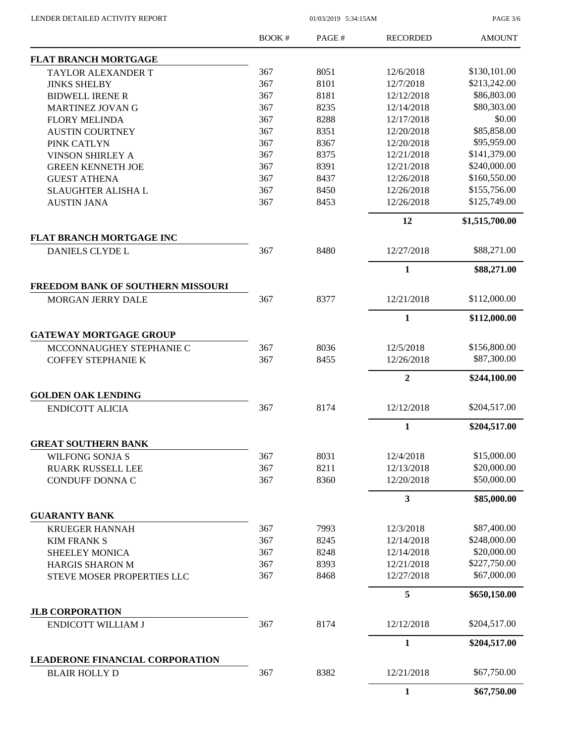| | BOOK # | PAGE # | RECORDED | AMOUNT |
|---|---|---|---|---|
| **FLAT BRANCH MORTGAGE** | | | | |
| TAYLOR ALEXANDER T | 367 | 8051 | 12/6/2018 | \$130,101.00 |
| JINKS SHELBY | 367 | 8101 | 12/7/2018 | \$213,242.00 |
| BIDWELL IRENE R | 367 | 8181 | 12/12/2018 | \$86,803.00 |
| MARTINEZ JOVAN G | 367 | 8235 | 12/14/2018 | \$80,303.00 |
| FLORY MELINDA | 367 | 8288 | 12/17/2018 | \$0.00 |
| AUSTIN COURTNEY | 367 | 8351 | 12/20/2018 | \$85,858.00 |
| PINK CATLYN | 367 | 8367 | 12/20/2018 | \$95,959.00 |
| VINSON SHIRLEY A | 367 | 8375 | 12/21/2018 | \$141,379.00 |
| GREEN KENNETH JOE | 367 | 8391 | 12/21/2018 | \$240,000.00 |
| GUEST ATHENA | 367 | 8437 | 12/26/2018 | \$160,550.00 |
| SLAUGHTER ALISHA L | 367 | 8450 | 12/26/2018 | \$155,756.00 |
| AUSTIN JANA | 367 | 8453 | 12/26/2018 | \$125,749.00 |
| | | | **12** | **\$1,515,700.00** |
| **FLAT BRANCH MORTGAGE INC** | | | | |
| DANIELS CLYDE L | 367 | 8480 | 12/27/2018 | \$88,271.00 |
| | | | **1** | **\$88,271.00** |
| **FREEDOM BANK OF SOUTHERN MISSOURI** | | | | |
| MORGAN JERRY DALE | 367 | 8377 | 12/21/2018 | \$112,000.00 |
| | | | **1** | **\$112,000.00** |
| **GATEWAY MORTGAGE GROUP** | | | | |
| MCCONNAUGHEY STEPHANIE C | 367 | 8036 | 12/5/2018 | \$156,800.00 |
| COFFEY STEPHANIE K | 367 | 8455 | 12/26/2018 | \$87,300.00 |
| | | | **2** | **\$244,100.00** |
| **GOLDEN OAK LENDING** | | | | |
| ENDICOTT ALICIA | 367 | 8174 | 12/12/2018 | \$204,517.00 |
| | | | **1** | **\$204,517.00** |
| **GREAT SOUTHERN BANK** | | | | |
| WILFONG SONJA S | 367 | 8031 | 12/4/2018 | \$15,000.00 |
| RUARK RUSSELL LEE | 367 | 8211 | 12/13/2018 | \$20,000.00 |
| CONDUFF DONNA C | 367 | 8360 | 12/20/2018 | \$50,000.00 |
| | | | **3** | **\$85,000.00** |
| **GUARANTY BANK** | | | | |
| KRUEGER HANNAH | 367 | 7993 | 12/3/2018 | \$87,400.00 |
| KIM FRANK S | 367 | 8245 | 12/14/2018 | \$248,000.00 |
| SHEELEY MONICA | 367 | 8248 | 12/14/2018 | \$20,000.00 |
| HARGIS SHARON M | 367 | 8393 | 12/21/2018 | \$227,750.00 |
| STEVE MOSER PROPERTIES LLC | 367 | 8468 | 12/27/2018 | \$67,000.00 |
| | | | **5** | **\$650,150.00** |
| **JLB CORPORATION** | | | | |
| ENDICOTT WILLIAM J | 367 | 8174 | 12/12/2018 | \$204,517.00 |
| | | | **1** | **\$204,517.00** |
| **LEADERONE FINANCIAL CORPORATION** | | | | |
| BLAIR HOLLY D | 367 | 8382 | 12/21/2018 | \$67,750.00 |
| | | | **1** | **\$67,750.00** |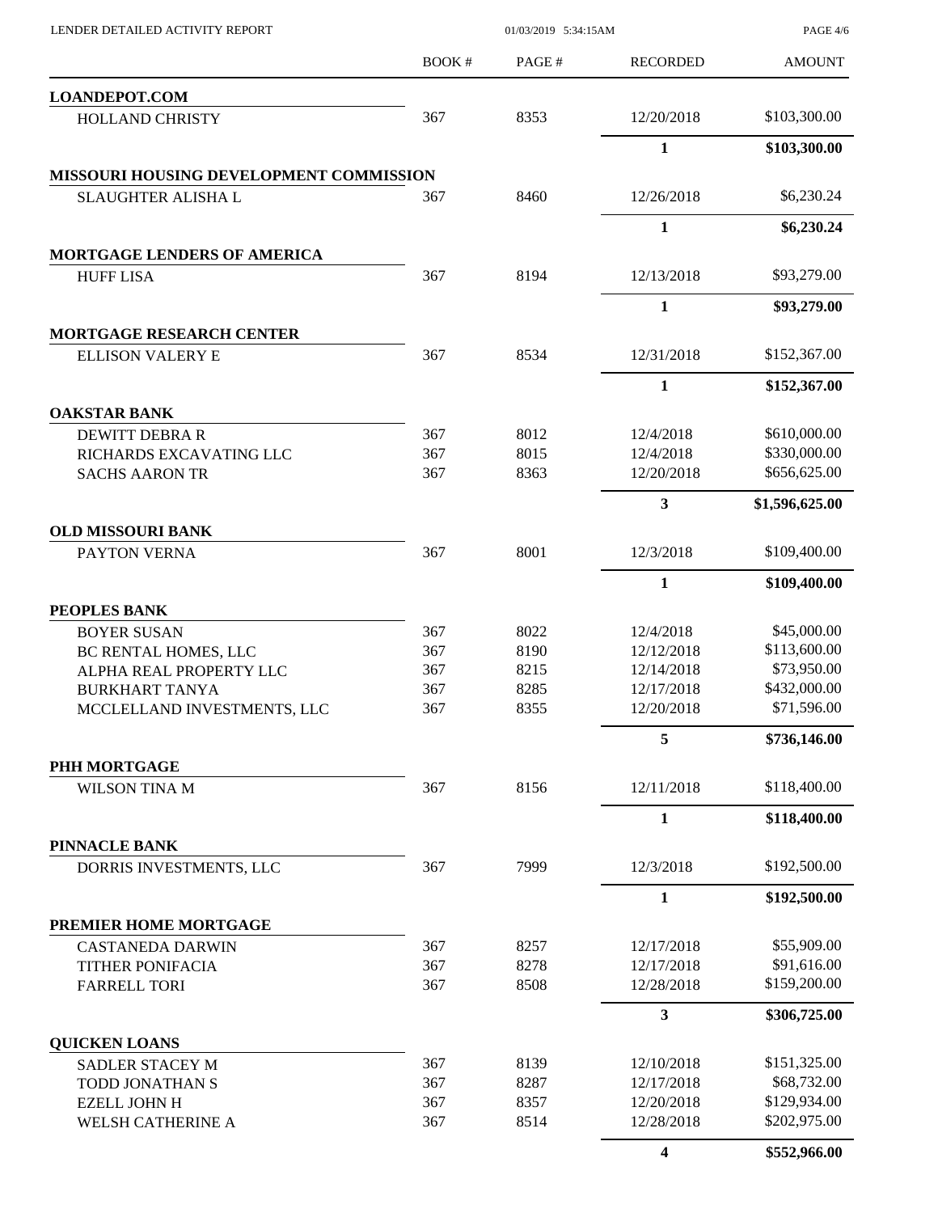LENDER DETAILED ACTIVITY REPORT 01/03/2019 5:34:15AM

| | BOOK # | PAGE # | RECORDED | AMOUNT |
|---|---|---|---|---|
| **LOANDEPOT.COM** | | | | |
| HOLLAND CHRISTY | 367 | 8353 | 12/20/2018 | $103,300.00 |
| | | | **1** | **$103,300.00** |
| **MISSOURI HOUSING DEVELOPMENT COMMISSION** | | | | |
| SLAUGHTER ALISHA L | 367 | 8460 | 12/26/2018 | $6,230.24 |
| | | | **1** | **$6,230.24** |
| **MORTGAGE LENDERS OF AMERICA** | | | | |
| HUFF LISA | 367 | 8194 | 12/13/2018 | $93,279.00 |
| | | | **1** | **$93,279.00** |
| **MORTGAGE RESEARCH CENTER** | | | | |
| ELLISON VALERY E | 367 | 8534 | 12/31/2018 | $152,367.00 |
| | | | **1** | **$152,367.00** |
| **OAKSTAR BANK** | | | | |
| DEWITT DEBRA R | 367 | 8012 | 12/4/2018 | $610,000.00 |
| RICHARDS EXCAVATING LLC | 367 | 8015 | 12/4/2018 | $330,000.00 |
| SACHS AARON TR | 367 | 8363 | 12/20/2018 | $656,625.00 |
| | | | **3** | **$1,596,625.00** |
| **OLD MISSOURI BANK** | | | | |
| PAYTON VERNA | 367 | 8001 | 12/3/2018 | $109,400.00 |
| | | | **1** | **$109,400.00** |
| **PEOPLES BANK** | | | | |
| BOYER SUSAN | 367 | 8022 | 12/4/2018 | $45,000.00 |
| BC RENTAL HOMES, LLC | 367 | 8190 | 12/12/2018 | $113,600.00 |
| ALPHA REAL PROPERTY LLC | 367 | 8215 | 12/14/2018 | $73,950.00 |
| BURKHART TANYA | 367 | 8285 | 12/17/2018 | $432,000.00 |
| MCCLELLAND INVESTMENTS, LLC | 367 | 8355 | 12/20/2018 | $71,596.00 |
| | | | **5** | **$736,146.00** |
| **PHH MORTGAGE** | | | | |
| WILSON TINA M | 367 | 8156 | 12/11/2018 | $118,400.00 |
| | | | **1** | **$118,400.00** |
| **PINNACLE BANK** | | | | |
| DORRIS INVESTMENTS, LLC | 367 | 7999 | 12/3/2018 | $192,500.00 |
| | | | **1** | **$192,500.00** |
| **PREMIER HOME MORTGAGE** | | | | |
| CASTANEDA DARWIN | 367 | 8257 | 12/17/2018 | $55,909.00 |
| TITHER PONIFACIA | 367 | 8278 | 12/17/2018 | $91,616.00 |
| FARRELL TORI | 367 | 8508 | 12/28/2018 | $159,200.00 |
| | | | **3** | **$306,725.00** |
| **QUICKEN LOANS** | | | | |
| SADLER STACEY M | 367 | 8139 | 12/10/2018 | $151,325.00 |
| TODD JONATHAN S | 367 | 8287 | 12/17/2018 | $68,732.00 |
| EZELL JOHN H | 367 | 8357 | 12/20/2018 | $129,934.00 |
| WELSH CATHERINE A | 367 | 8514 | 12/28/2018 | $202,975.00 |
| | | | **4** | **$552,966.00** |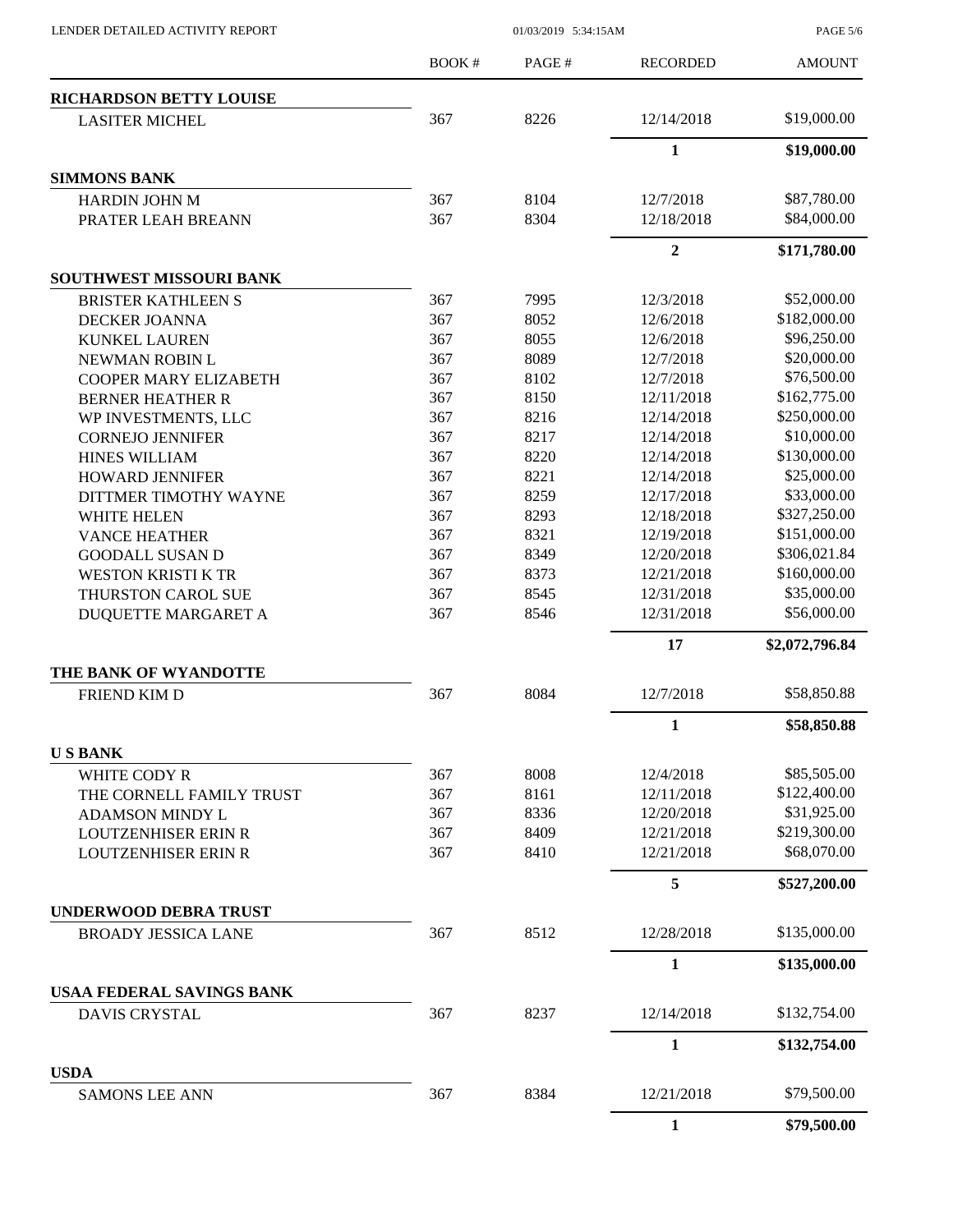LENDER DETAILED ACTIVITY REPORT

| | BOOK # | PAGE # | RECORDED | AMOUNT |
|---|---|---|---|---|
| **RICHARDSON BETTY LOUISE** | | | | |
| LASITER MICHEL | 367 | 8226 | 12/14/2018 | $19,000.00 |
| | | | **1** | **$19,000.00** |
| **SIMMONS BANK** | | | | |
| HARDIN JOHN M | 367 | 8104 | 12/7/2018 | $87,780.00 |
| PRATER LEAH BREANN | 367 | 8304 | 12/18/2018 | $84,000.00 |
| | | | **2** | **$171,780.00** |
| **SOUTHWEST MISSOURI BANK** | | | | |
| BRISTER KATHLEEN S | 367 | 7995 | 12/3/2018 | $52,000.00 |
| DECKER JOANNA | 367 | 8052 | 12/6/2018 | $182,000.00 |
| KUNKEL LAUREN | 367 | 8055 | 12/6/2018 | $96,250.00 |
| NEWMAN ROBIN L | 367 | 8089 | 12/7/2018 | $20,000.00 |
| COOPER MARY ELIZABETH | 367 | 8102 | 12/7/2018 | $76,500.00 |
| BERNER HEATHER R | 367 | 8150 | 12/11/2018 | $162,775.00 |
| WP INVESTMENTS, LLC | 367 | 8216 | 12/14/2018 | $250,000.00 |
| CORNEJO JENNIFER | 367 | 8217 | 12/14/2018 | $10,000.00 |
| HINES WILLIAM | 367 | 8220 | 12/14/2018 | $130,000.00 |
| HOWARD JENNIFER | 367 | 8221 | 12/14/2018 | $25,000.00 |
| DITTMER TIMOTHY WAYNE | 367 | 8259 | 12/17/2018 | $33,000.00 |
| WHITE HELEN | 367 | 8293 | 12/18/2018 | $327,250.00 |
| VANCE HEATHER | 367 | 8321 | 12/19/2018 | $151,000.00 |
| GOODALL SUSAN D | 367 | 8349 | 12/20/2018 | $306,021.84 |
| WESTON KRISTI K TR | 367 | 8373 | 12/21/2018 | $160,000.00 |
| THURSTON CAROL SUE | 367 | 8545 | 12/31/2018 | $35,000.00 |
| DUQUETTE MARGARET A | 367 | 8546 | 12/31/2018 | $56,000.00 |
| | | | **17** | **$2,072,796.84** |
| **THE BANK OF WYANDOTTE** | | | | |
| FRIEND KIM D | 367 | 8084 | 12/7/2018 | $58,850.88 |
| | | | **1** | **$58,850.88** |
| **U S BANK** | | | | |
| WHITE CODY R | 367 | 8008 | 12/4/2018 | $85,505.00 |
| THE CORNELL FAMILY TRUST | 367 | 8161 | 12/11/2018 | $122,400.00 |
| ADAMSON MINDY L | 367 | 8336 | 12/20/2018 | $31,925.00 |
| LOUTZENHISER ERIN R | 367 | 8409 | 12/21/2018 | $219,300.00 |
| LOUTZENHISER ERIN R | 367 | 8410 | 12/21/2018 | $68,070.00 |
| | | | **5** | **$527,200.00** |
| **UNDERWOOD DEBRA TRUST** | | | | |
| BROADY JESSICA LANE | 367 | 8512 | 12/28/2018 | $135,000.00 |
| | | | **1** | **$135,000.00** |
| **USAA FEDERAL SAVINGS BANK** | | | | |
| DAVIS CRYSTAL | 367 | 8237 | 12/14/2018 | $132,754.00 |
| | | | **1** | **$132,754.00** |
| **USDA** | | | | |
| SAMONS LEE ANN | 367 | 8384 | 12/21/2018 | $79,500.00 |
| | | | **1** | **$79,500.00** |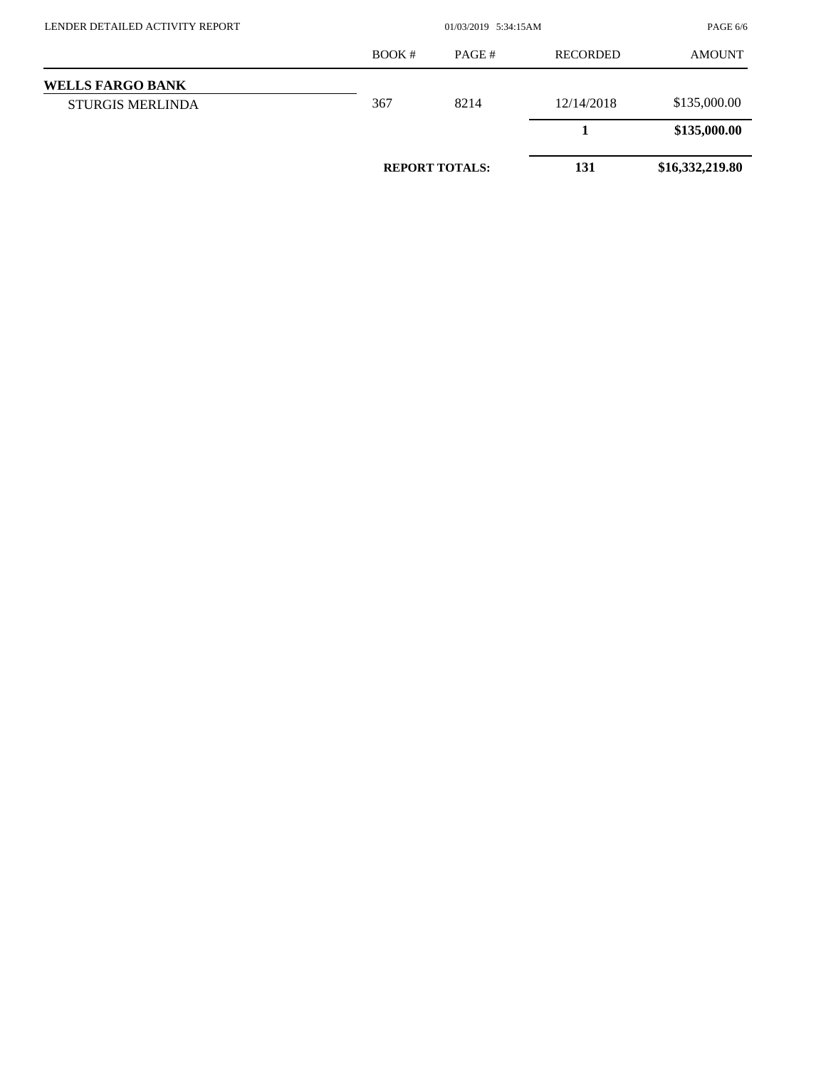| | BOOK # | PAGE # | RECORDED | AMOUNT |
|---|---|---|---|---|
| **WELLS FARGO BANK** | | | | |
| STURGIS MERLINDA | 367 | 8214 | 12/14/2018 | $135,000.00 |
| | | | **1** | **$135,000.00** |
| | **REPORT TOTALS:** | | **131** | **$16,332,219.80** |